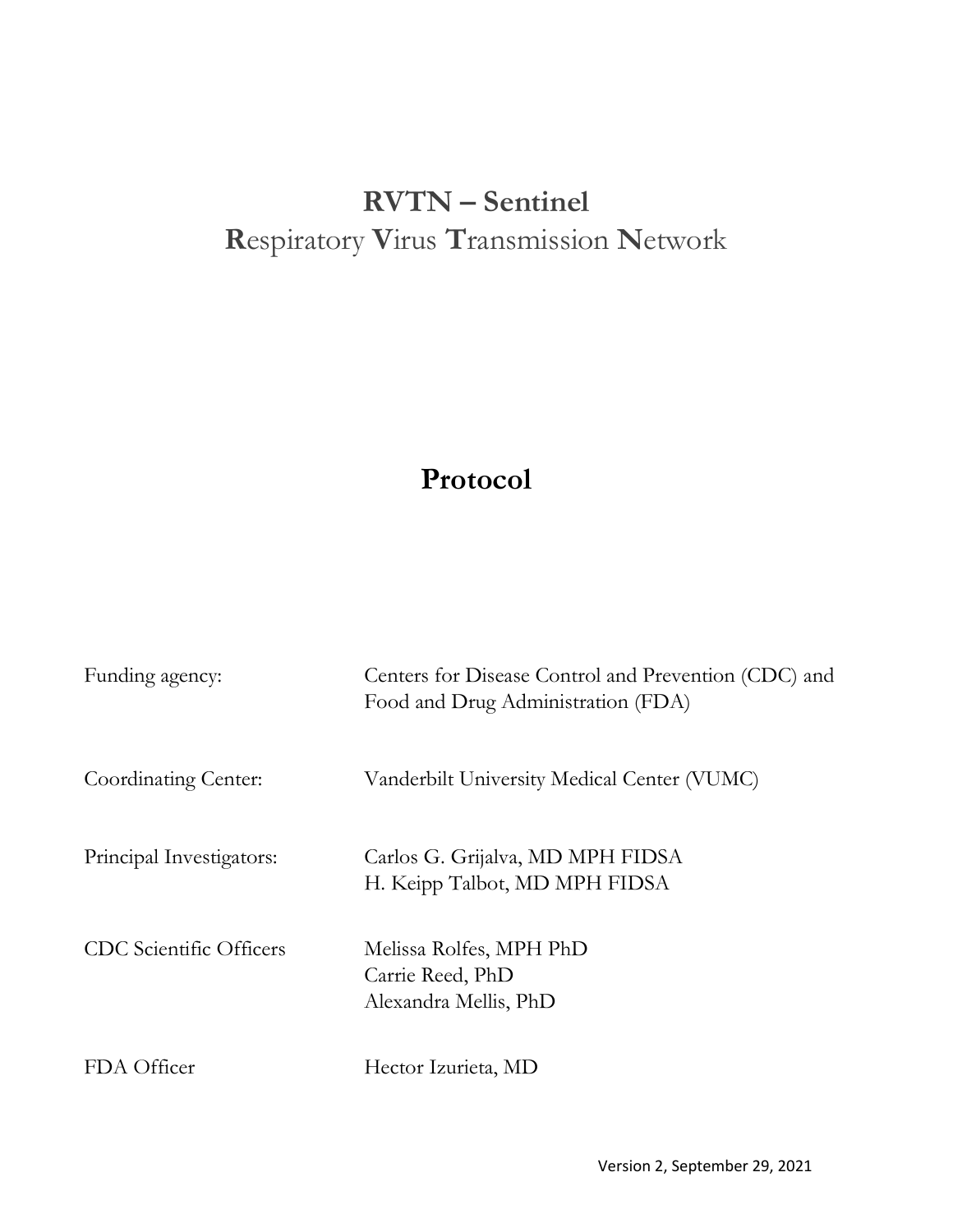# **RVTN – Sentinel**

## **R**espiratory **V**irus **T**ransmission **N**etwork

# **Protocol**

| | |
|---|---|
| Funding agency: | Centers for Disease Control and Prevention (CDC) and Food and Drug Administration (FDA) |
| Coordinating Center: | Vanderbilt University Medical Center (VUMC) |
| Principal Investigators: | Carlos G. Grijalva, MD MPH FIDSA<br>H. Keipp Talbot, MD MPH FIDSA |
| CDC Scientific Officers | Melissa Rolfes, MPH PhD<br>Carrie Reed, PhD<br>Alexandra Mellis, PhD |
| FDA Officer | Hector Izurieta, MD |

Version 2, September 29, 2021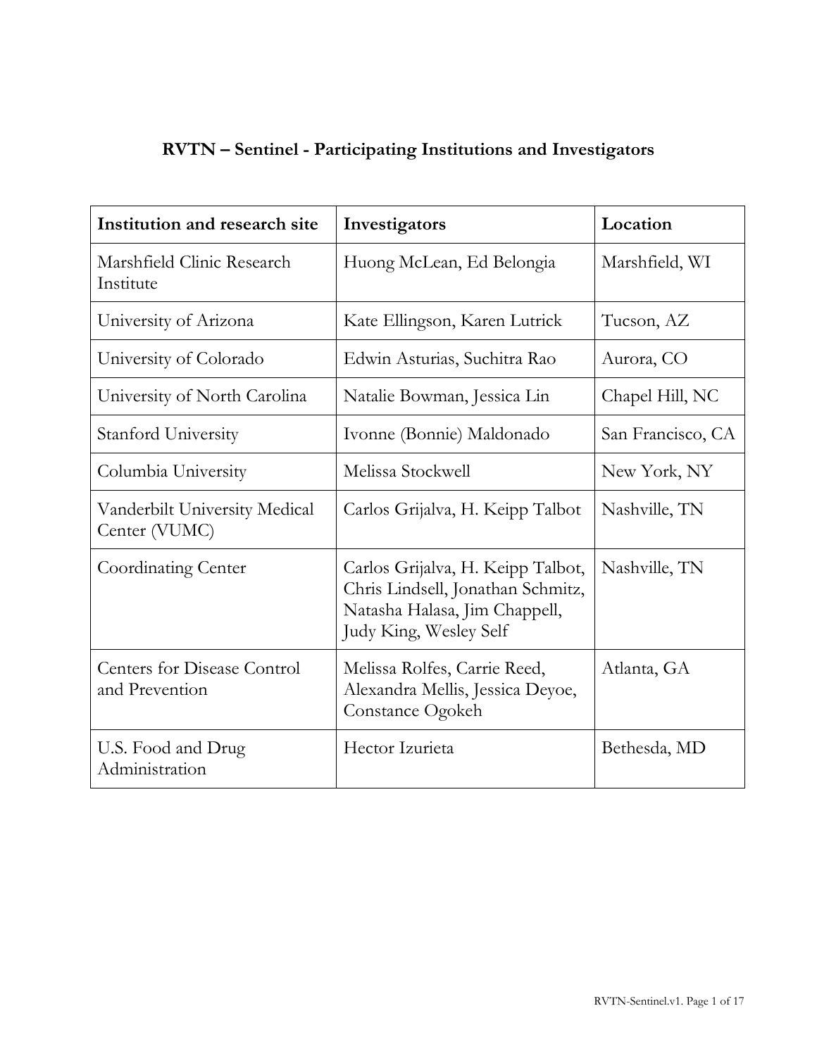## RVTN – Sentinel - Participating Institutions and Investigators

| Institution and research site | Investigators | Location |
|---|---|---|
| Marshfield Clinic Research Institute | Huong McLean, Ed Belongia | Marshfield, WI |
| University of Arizona | Kate Ellingson, Karen Lutrick | Tucson, AZ |
| University of Colorado | Edwin Asturias, Suchitra Rao | Aurora, CO |
| University of North Carolina | Natalie Bowman, Jessica Lin | Chapel Hill, NC |
| Stanford University | Ivonne (Bonnie) Maldonado | San Francisco, CA |
| Columbia University | Melissa Stockwell | New York, NY |
| Vanderbilt University Medical Center (VUMC) | Carlos Grijalva, H. Keipp Talbot | Nashville, TN |
| Coordinating Center | Carlos Grijalva, H. Keipp Talbot, Chris Lindsell, Jonathan Schmitz, Natasha Halasa, Jim Chappell, Judy King, Wesley Self | Nashville, TN |
| Centers for Disease Control and Prevention | Melissa Rolfes, Carrie Reed, Alexandra Mellis, Jessica Deyoe, Constance Ogokeh | Atlanta, GA |
| U.S. Food and Drug Administration | Hector Izurieta | Bethesda, MD |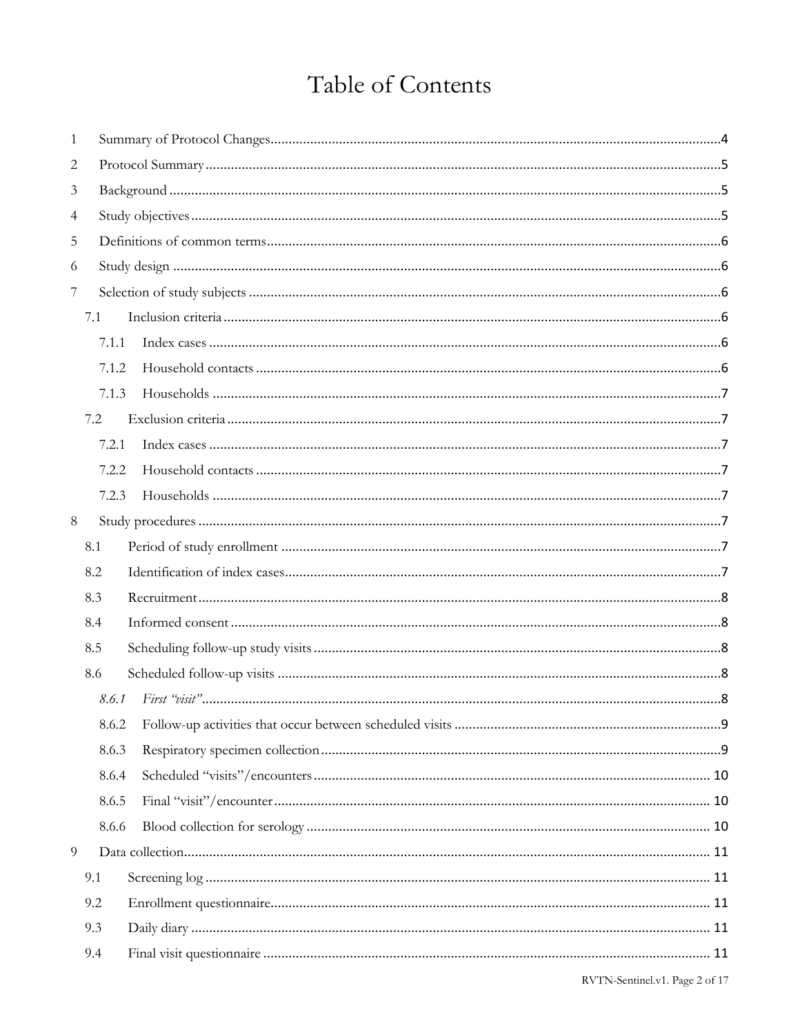# Table of Contents

1 Summary of Protocol Changes....4

2 Protocol Summary....5

3 Background....5

4 Study objectives....5

5 Definitions of common terms....6

6 Study design....6

7 Selection of study subjects....6

- 7.1 Inclusion criteria....6
  - 7.1.1 Index cases....6
  - 7.1.2 Household contacts....6
  - 7.1.3 Households....7
- 7.2 Exclusion criteria....7
  - 7.2.1 Index cases....7
  - 7.2.2 Household contacts....7
  - 7.2.3 Households....7

8 Study procedures....7

- 8.1 Period of study enrollment....7
- 8.2 Identification of index cases....7
- 8.3 Recruitment....8
- 8.4 Informed consent....8
- 8.5 Scheduling follow-up study visits....8
- 8.6 Scheduled follow-up visits....8
  - *8.6.1 First "visit"*....8
  - 8.6.2 Follow-up activities that occur between scheduled visits....9
  - 8.6.3 Respiratory specimen collection....9
  - 8.6.4 Scheduled "visits"/encounters....10
  - 8.6.5 Final "visit"/encounter....10
  - 8.6.6 Blood collection for serology....10

9 Data collection....11

- 9.1 Screening log....11
- 9.2 Enrollment questionnaire....11
- 9.3 Daily diary....11
- 9.4 Final visit questionnaire....11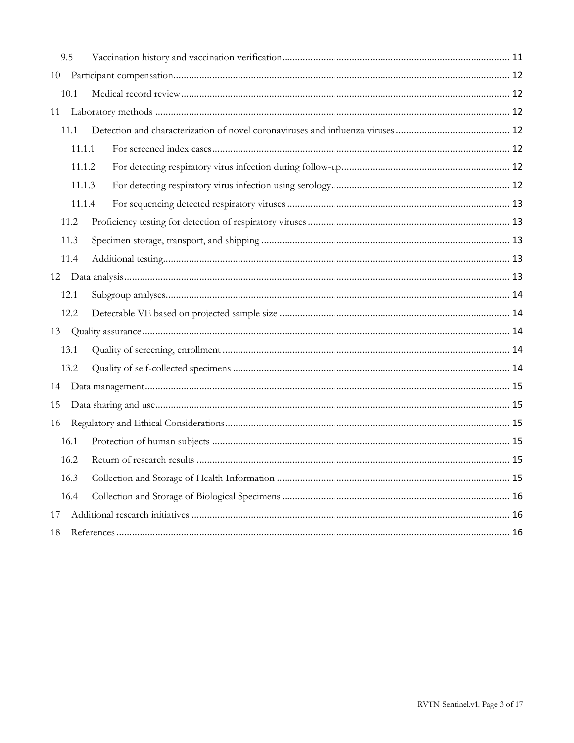9.5 Vaccination history and vaccination verification ........ 11

10 Participant compensation ........ 12

10.1 Medical record review ........ 12

11 Laboratory methods ........ 12

11.1 Detection and characterization of novel coronaviruses and influenza viruses ........ 12

11.1.1 For screened index cases ........ 12

11.1.2 For detecting respiratory virus infection during follow-up ........ 12

11.1.3 For detecting respiratory virus infection using serology ........ 12

11.1.4 For sequencing detected respiratory viruses ........ 13

11.2 Proficiency testing for detection of respiratory viruses ........ 13

11.3 Specimen storage, transport, and shipping ........ 13

11.4 Additional testing ........ 13

12 Data analysis ........ 13

12.1 Subgroup analyses ........ 14

12.2 Detectable VE based on projected sample size ........ 14

13 Quality assurance ........ 14

13.1 Quality of screening, enrollment ........ 14

13.2 Quality of self-collected specimens ........ 14

14 Data management ........ 15

15 Data sharing and use ........ 15

16 Regulatory and Ethical Considerations ........ 15

16.1 Protection of human subjects ........ 15

16.2 Return of research results ........ 15

16.3 Collection and Storage of Health Information ........ 15

16.4 Collection and Storage of Biological Specimens ........ 16

17 Additional research initiatives ........ 16

18 References ........ 16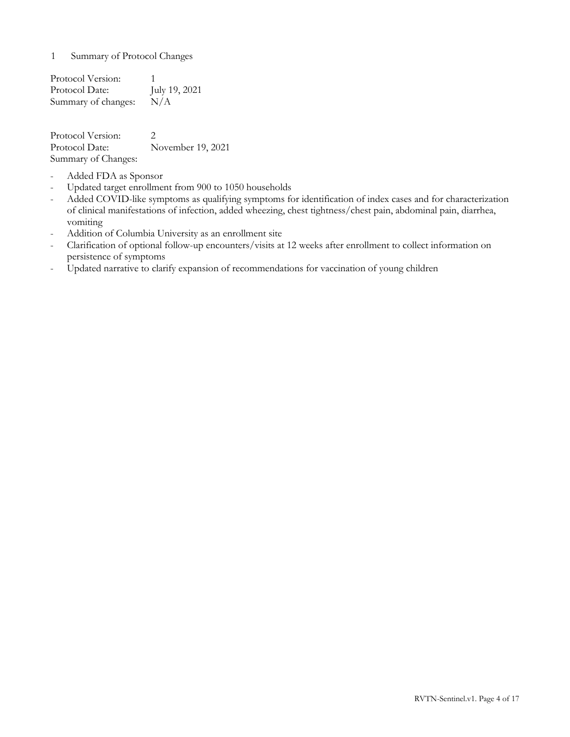# 1 Summary of Protocol Changes

Protocol Version: 1
Protocol Date: July 19, 2021
Summary of changes: N/A

Protocol Version: 2
Protocol Date: November 19, 2021
Summary of Changes:

- Added FDA as Sponsor
- Updated target enrollment from 900 to 1050 households
- Added COVID-like symptoms as qualifying symptoms for identification of index cases and for characterization of clinical manifestations of infection, added wheezing, chest tightness/chest pain, abdominal pain, diarrhea, vomiting
- Addition of Columbia University as an enrollment site
- Clarification of optional follow-up encounters/visits at 12 weeks after enrollment to collect information on persistence of symptoms
- Updated narrative to clarify expansion of recommendations for vaccination of young children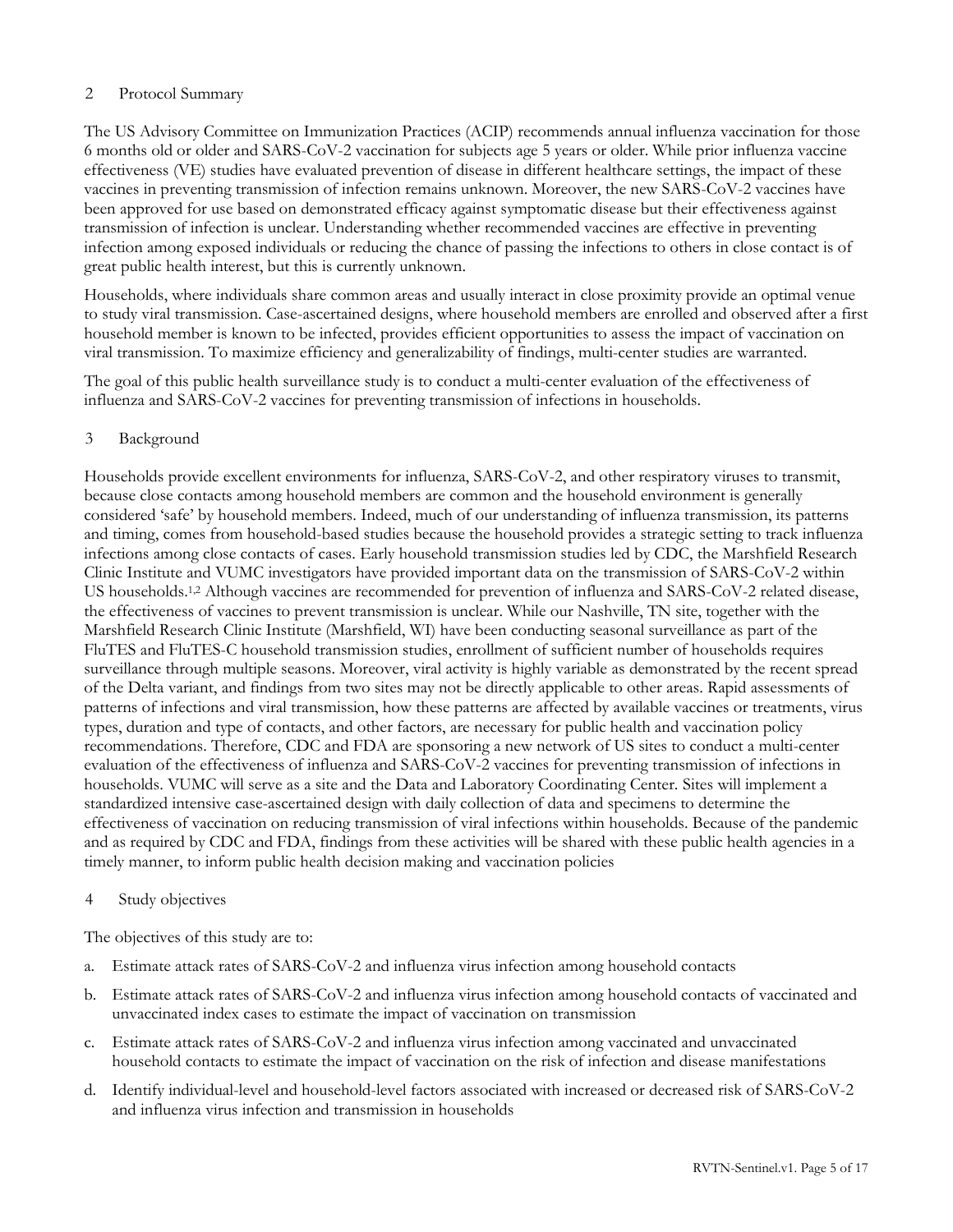## 2 Protocol Summary

The US Advisory Committee on Immunization Practices (ACIP) recommends annual influenza vaccination for those 6 months old or older and SARS-CoV-2 vaccination for subjects age 5 years or older. While prior influenza vaccine effectiveness (VE) studies have evaluated prevention of disease in different healthcare settings, the impact of these vaccines in preventing transmission of infection remains unknown. Moreover, the new SARS-CoV-2 vaccines have been approved for use based on demonstrated efficacy against symptomatic disease but their effectiveness against transmission of infection is unclear. Understanding whether recommended vaccines are effective in preventing infection among exposed individuals or reducing the chance of passing the infections to others in close contact is of great public health interest, but this is currently unknown.

Households, where individuals share common areas and usually interact in close proximity provide an optimal venue to study viral transmission. Case-ascertained designs, where household members are enrolled and observed after a first household member is known to be infected, provides efficient opportunities to assess the impact of vaccination on viral transmission. To maximize efficiency and generalizability of findings, multi-center studies are warranted.

The goal of this public health surveillance study is to conduct a multi-center evaluation of the effectiveness of influenza and SARS-CoV-2 vaccines for preventing transmission of infections in households.

## 3 Background

Households provide excellent environments for influenza, SARS-CoV-2, and other respiratory viruses to transmit, because close contacts among household members are common and the household environment is generally considered 'safe' by household members. Indeed, much of our understanding of influenza transmission, its patterns and timing, comes from household-based studies because the household provides a strategic setting to track influenza infections among close contacts of cases. Early household transmission studies led by CDC, the Marshfield Research Clinic Institute and VUMC investigators have provided important data on the transmission of SARS-CoV-2 within US households.[1,2] Although vaccines are recommended for prevention of influenza and SARS-CoV-2 related disease, the effectiveness of vaccines to prevent transmission is unclear. While our Nashville, TN site, together with the Marshfield Research Clinic Institute (Marshfield, WI) have been conducting seasonal surveillance as part of the FluTES and FluTES-C household transmission studies, enrollment of sufficient number of households requires surveillance through multiple seasons. Moreover, viral activity is highly variable as demonstrated by the recent spread of the Delta variant, and findings from two sites may not be directly applicable to other areas. Rapid assessments of patterns of infections and viral transmission, how these patterns are affected by available vaccines or treatments, virus types, duration and type of contacts, and other factors, are necessary for public health and vaccination policy recommendations. Therefore, CDC and FDA are sponsoring a new network of US sites to conduct a multi-center evaluation of the effectiveness of influenza and SARS-CoV-2 vaccines for preventing transmission of infections in households. VUMC will serve as a site and the Data and Laboratory Coordinating Center. Sites will implement a standardized intensive case-ascertained design with daily collection of data and specimens to determine the effectiveness of vaccination on reducing transmission of viral infections within households. Because of the pandemic and as required by CDC and FDA, findings from these activities will be shared with these public health agencies in a timely manner, to inform public health decision making and vaccination policies

## 4 Study objectives

The objectives of this study are to:

a. Estimate attack rates of SARS-CoV-2 and influenza virus infection among household contacts

b. Estimate attack rates of SARS-CoV-2 and influenza virus infection among household contacts of vaccinated and unvaccinated index cases to estimate the impact of vaccination on transmission

c. Estimate attack rates of SARS-CoV-2 and influenza virus infection among vaccinated and unvaccinated household contacts to estimate the impact of vaccination on the risk of infection and disease manifestations

d. Identify individual-level and household-level factors associated with increased or decreased risk of SARS-CoV-2 and influenza virus infection and transmission in households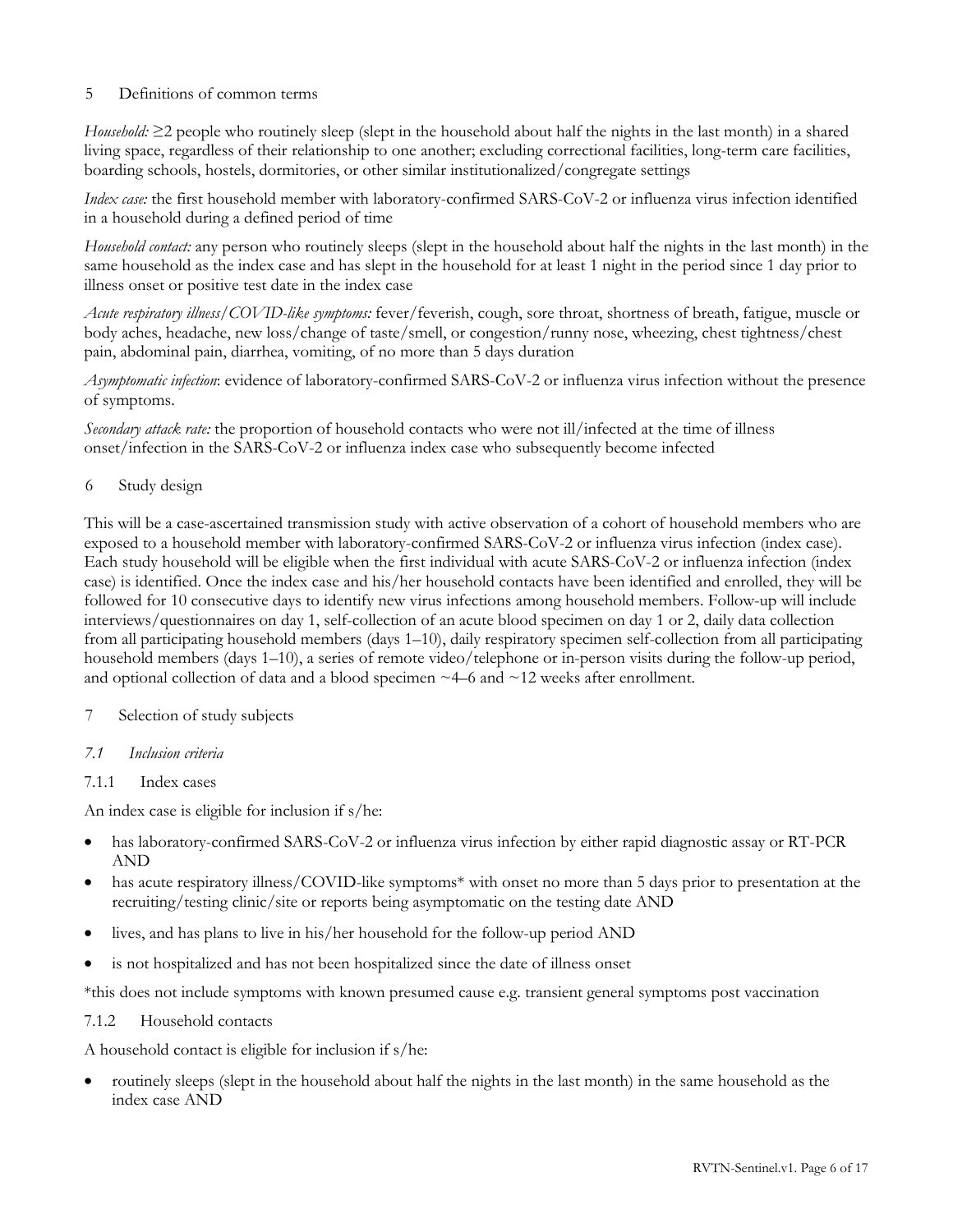## 5 Definitions of common terms

*Household:* ≥2 people who routinely sleep (slept in the household about half the nights in the last month) in a shared living space, regardless of their relationship to one another; excluding correctional facilities, long-term care facilities, boarding schools, hostels, dormitories, or other similar institutionalized/congregate settings

*Index case:* the first household member with laboratory-confirmed SARS-CoV-2 or influenza virus infection identified in a household during a defined period of time

*Household contact:* any person who routinely sleeps (slept in the household about half the nights in the last month) in the same household as the index case and has slept in the household for at least 1 night in the period since 1 day prior to illness onset or positive test date in the index case

*Acute respiratory illness/COVID-like symptoms:* fever/feverish, cough, sore throat, shortness of breath, fatigue, muscle or body aches, headache, new loss/change of taste/smell, or congestion/runny nose, wheezing, chest tightness/chest pain, abdominal pain, diarrhea, vomiting, of no more than 5 days duration

*Asymptomatic infection*: evidence of laboratory-confirmed SARS-CoV-2 or influenza virus infection without the presence of symptoms.

*Secondary attack rate:* the proportion of household contacts who were not ill/infected at the time of illness onset/infection in the SARS-CoV-2 or influenza index case who subsequently become infected

## 6 Study design

This will be a case-ascertained transmission study with active observation of a cohort of household members who are exposed to a household member with laboratory-confirmed SARS-CoV-2 or influenza virus infection (index case). Each study household will be eligible when the first individual with acute SARS-CoV-2 or influenza infection (index case) is identified. Once the index case and his/her household contacts have been identified and enrolled, they will be followed for 10 consecutive days to identify new virus infections among household members. Follow-up will include interviews/questionnaires on day 1, self-collection of an acute blood specimen on day 1 or 2, daily data collection from all participating household members (days 1–10), daily respiratory specimen self-collection from all participating household members (days 1–10), a series of remote video/telephone or in-person visits during the follow-up period, and optional collection of data and a blood specimen ~4–6 and ~12 weeks after enrollment.

## 7 Selection of study subjects

### *7.1 Inclusion criteria*

#### 7.1.1 Index cases

An index case is eligible for inclusion if s/he:

- has laboratory-confirmed SARS-CoV-2 or influenza virus infection by either rapid diagnostic assay or RT-PCR AND
- has acute respiratory illness/COVID-like symptoms* with onset no more than 5 days prior to presentation at the recruiting/testing clinic/site or reports being asymptomatic on the testing date AND
- lives, and has plans to live in his/her household for the follow-up period AND
- is not hospitalized and has not been hospitalized since the date of illness onset

*this does not include symptoms with known presumed cause e.g. transient general symptoms post vaccination

#### 7.1.2 Household contacts

A household contact is eligible for inclusion if s/he:

- routinely sleeps (slept in the household about half the nights in the last month) in the same household as the index case AND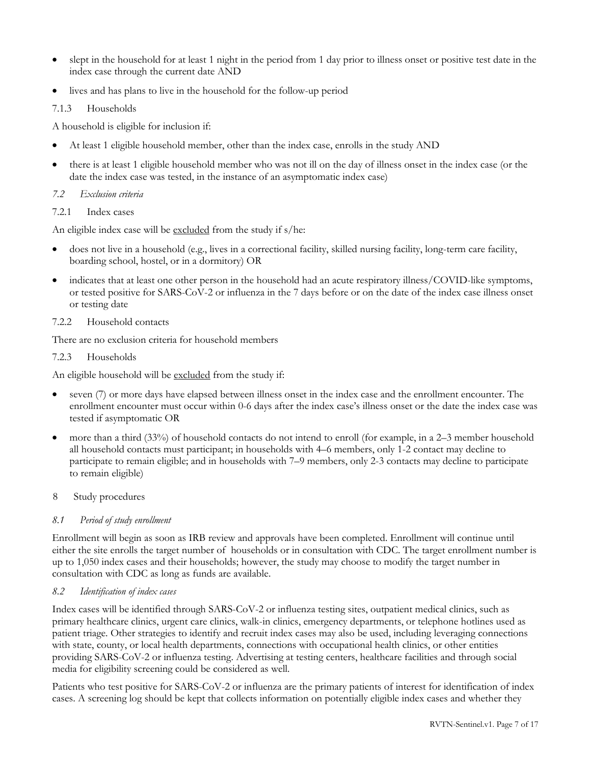- slept in the household for at least 1 night in the period from 1 day prior to illness onset or positive test date in the index case through the current date AND
- lives and has plans to live in the household for the follow-up period

#### 7.1.3 Households

A household is eligible for inclusion if:

- At least 1 eligible household member, other than the index case, enrolls in the study AND
- there is at least 1 eligible household member who was not ill on the day of illness onset in the index case (or the date the index case was tested, in the instance of an asymptomatic index case)

### *7.2 Exclusion criteria*

#### 7.2.1 Index cases

An eligible index case will be excluded from the study if s/he:

- does not live in a household (e.g., lives in a correctional facility, skilled nursing facility, long-term care facility, boarding school, hostel, or in a dormitory) OR
- indicates that at least one other person in the household had an acute respiratory illness/COVID-like symptoms, or tested positive for SARS-CoV-2 or influenza in the 7 days before or on the date of the index case illness onset or testing date

#### 7.2.2 Household contacts

There are no exclusion criteria for household members

#### 7.2.3 Households

An eligible household will be excluded from the study if:

- seven (7) or more days have elapsed between illness onset in the index case and the enrollment encounter. The enrollment encounter must occur within 0-6 days after the index case's illness onset or the date the index case was tested if asymptomatic OR
- more than a third (33%) of household contacts do not intend to enroll (for example, in a 2–3 member household all household contacts must participant; in households with 4–6 members, only 1-2 contact may decline to participate to remain eligible; and in households with 7–9 members, only 2-3 contacts may decline to participate to remain eligible)

## 8 Study procedures

### *8.1 Period of study enrollment*

Enrollment will begin as soon as IRB review and approvals have been completed. Enrollment will continue until either the site enrolls the target number of households or in consultation with CDC. The target enrollment number is up to 1,050 index cases and their households; however, the study may choose to modify the target number in consultation with CDC as long as funds are available.

### *8.2 Identification of index cases*

Index cases will be identified through SARS-CoV-2 or influenza testing sites, outpatient medical clinics, such as primary healthcare clinics, urgent care clinics, walk-in clinics, emergency departments, or telephone hotlines used as patient triage. Other strategies to identify and recruit index cases may also be used, including leveraging connections with state, county, or local health departments, connections with occupational health clinics, or other entities providing SARS-CoV-2 or influenza testing. Advertising at testing centers, healthcare facilities and through social media for eligibility screening could be considered as well.

Patients who test positive for SARS-CoV-2 or influenza are the primary patients of interest for identification of index cases. A screening log should be kept that collects information on potentially eligible index cases and whether they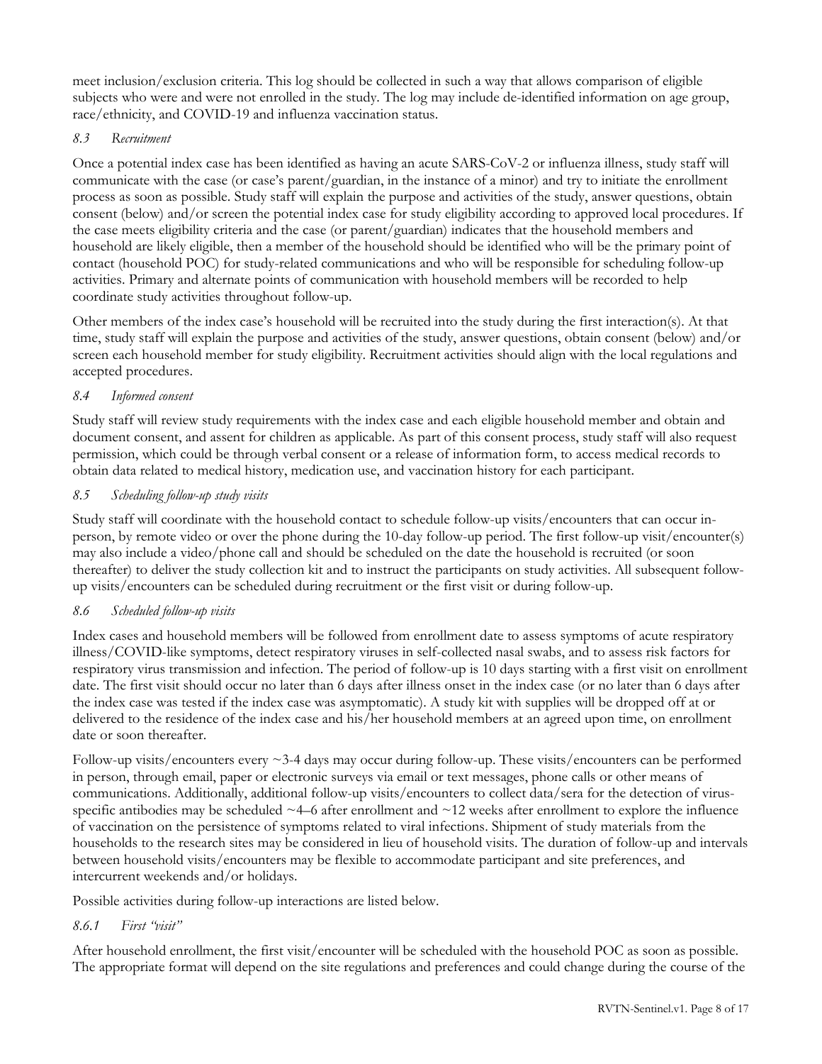meet inclusion/exclusion criteria. This log should be collected in such a way that allows comparison of eligible subjects who were and were not enrolled in the study. The log may include de-identified information on age group, race/ethnicity, and COVID-19 and influenza vaccination status.

### *8.3 Recruitment*

Once a potential index case has been identified as having an acute SARS-CoV-2 or influenza illness, study staff will communicate with the case (or case's parent/guardian, in the instance of a minor) and try to initiate the enrollment process as soon as possible. Study staff will explain the purpose and activities of the study, answer questions, obtain consent (below) and/or screen the potential index case for study eligibility according to approved local procedures. If the case meets eligibility criteria and the case (or parent/guardian) indicates that the household members and household are likely eligible, then a member of the household should be identified who will be the primary point of contact (household POC) for study-related communications and who will be responsible for scheduling follow-up activities. Primary and alternate points of communication with household members will be recorded to help coordinate study activities throughout follow-up.

Other members of the index case's household will be recruited into the study during the first interaction(s). At that time, study staff will explain the purpose and activities of the study, answer questions, obtain consent (below) and/or screen each household member for study eligibility. Recruitment activities should align with the local regulations and accepted procedures.

### *8.4 Informed consent*

Study staff will review study requirements with the index case and each eligible household member and obtain and document consent, and assent for children as applicable. As part of this consent process, study staff will also request permission, which could be through verbal consent or a release of information form, to access medical records to obtain data related to medical history, medication use, and vaccination history for each participant.

### *8.5 Scheduling follow-up study visits*

Study staff will coordinate with the household contact to schedule follow-up visits/encounters that can occur in-person, by remote video or over the phone during the 10-day follow-up period. The first follow-up visit/encounter(s) may also include a video/phone call and should be scheduled on the date the household is recruited (or soon thereafter) to deliver the study collection kit and to instruct the participants on study activities. All subsequent follow-up visits/encounters can be scheduled during recruitment or the first visit or during follow-up.

### *8.6 Scheduled follow-up visits*

Index cases and household members will be followed from enrollment date to assess symptoms of acute respiratory illness/COVID-like symptoms, detect respiratory viruses in self-collected nasal swabs, and to assess risk factors for respiratory virus transmission and infection. The period of follow-up is 10 days starting with a first visit on enrollment date. The first visit should occur no later than 6 days after illness onset in the index case (or no later than 6 days after the index case was tested if the index case was asymptomatic). A study kit with supplies will be dropped off at or delivered to the residence of the index case and his/her household members at an agreed upon time, on enrollment date or soon thereafter.

Follow-up visits/encounters every ~3-4 days may occur during follow-up. These visits/encounters can be performed in person, through email, paper or electronic surveys via email or text messages, phone calls or other means of communications. Additionally, additional follow-up visits/encounters to collect data/sera for the detection of virus-specific antibodies may be scheduled ~4–6 after enrollment and ~12 weeks after enrollment to explore the influence of vaccination on the persistence of symptoms related to viral infections. Shipment of study materials from the households to the research sites may be considered in lieu of household visits. The duration of follow-up and intervals between household visits/encounters may be flexible to accommodate participant and site preferences, and intercurrent weekends and/or holidays.

Possible activities during follow-up interactions are listed below.

#### *8.6.1 First "visit"*

After household enrollment, the first visit/encounter will be scheduled with the household POC as soon as possible. The appropriate format will depend on the site regulations and preferences and could change during the course of the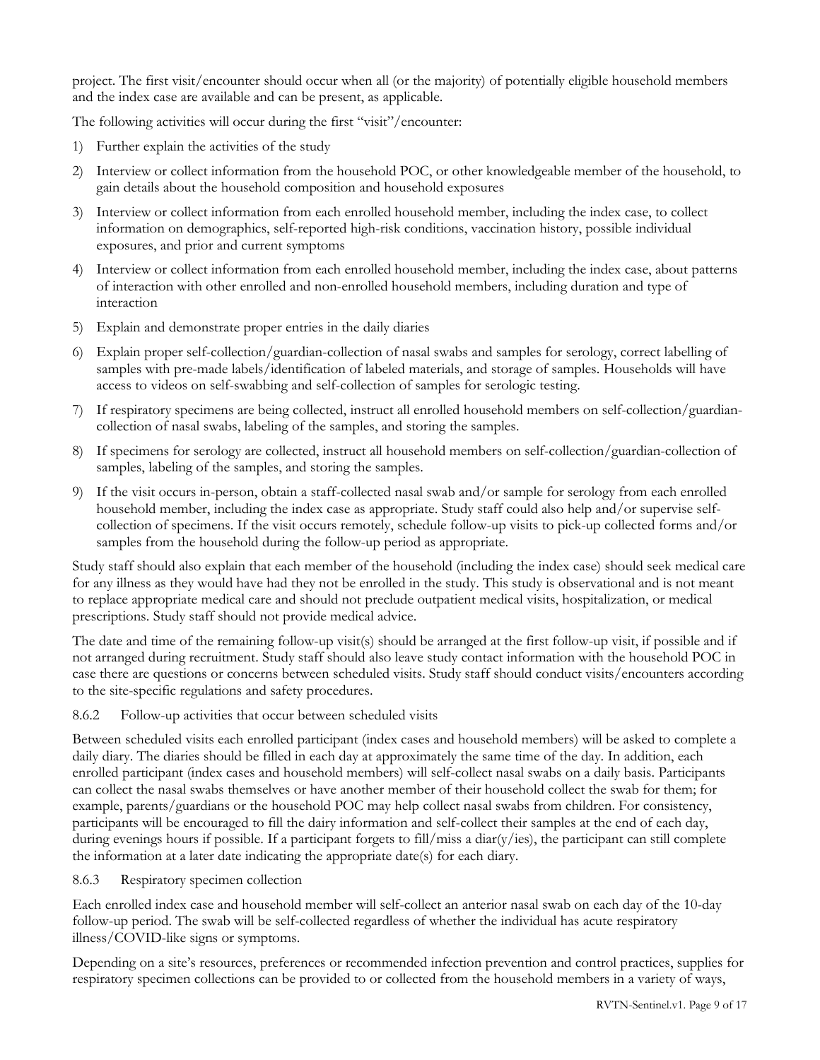project. The first visit/encounter should occur when all (or the majority) of potentially eligible household members and the index case are available and can be present, as applicable.

The following activities will occur during the first "visit"/encounter:

1) Further explain the activities of the study
2) Interview or collect information from the household POC, or other knowledgeable member of the household, to gain details about the household composition and household exposures
3) Interview or collect information from each enrolled household member, including the index case, to collect information on demographics, self-reported high-risk conditions, vaccination history, possible individual exposures, and prior and current symptoms
4) Interview or collect information from each enrolled household member, including the index case, about patterns of interaction with other enrolled and non-enrolled household members, including duration and type of interaction
5) Explain and demonstrate proper entries in the daily diaries
6) Explain proper self-collection/guardian-collection of nasal swabs and samples for serology, correct labelling of samples with pre-made labels/identification of labeled materials, and storage of samples. Households will have access to videos on self-swabbing and self-collection of samples for serologic testing.
7) If respiratory specimens are being collected, instruct all enrolled household members on self-collection/guardian-collection of nasal swabs, labeling of the samples, and storing the samples.
8) If specimens for serology are collected, instruct all household members on self-collection/guardian-collection of samples, labeling of the samples, and storing the samples.
9) If the visit occurs in-person, obtain a staff-collected nasal swab and/or sample for serology from each enrolled household member, including the index case as appropriate. Study staff could also help and/or supervise self-collection of specimens. If the visit occurs remotely, schedule follow-up visits to pick-up collected forms and/or samples from the household during the follow-up period as appropriate.

Study staff should also explain that each member of the household (including the index case) should seek medical care for any illness as they would have had they not be enrolled in the study. This study is observational and is not meant to replace appropriate medical care and should not preclude outpatient medical visits, hospitalization, or medical prescriptions. Study staff should not provide medical advice.

The date and time of the remaining follow-up visit(s) should be arranged at the first follow-up visit, if possible and if not arranged during recruitment. Study staff should also leave study contact information with the household POC in case there are questions or concerns between scheduled visits. Study staff should conduct visits/encounters according to the site-specific regulations and safety procedures.

### 8.6.2 Follow-up activities that occur between scheduled visits

Between scheduled visits each enrolled participant (index cases and household members) will be asked to complete a daily diary. The diaries should be filled in each day at approximately the same time of the day. In addition, each enrolled participant (index cases and household members) will self-collect nasal swabs on a daily basis. Participants can collect the nasal swabs themselves or have another member of their household collect the swab for them; for example, parents/guardians or the household POC may help collect nasal swabs from children. For consistency, participants will be encouraged to fill the dairy information and self-collect their samples at the end of each day, during evenings hours if possible. If a participant forgets to fill/miss a diar(y/ies), the participant can still complete the information at a later date indicating the appropriate date(s) for each diary.

### 8.6.3 Respiratory specimen collection

Each enrolled index case and household member will self-collect an anterior nasal swab on each day of the 10-day follow-up period. The swab will be self-collected regardless of whether the individual has acute respiratory illness/COVID-like signs or symptoms.

Depending on a site's resources, preferences or recommended infection prevention and control practices, supplies for respiratory specimen collections can be provided to or collected from the household members in a variety of ways,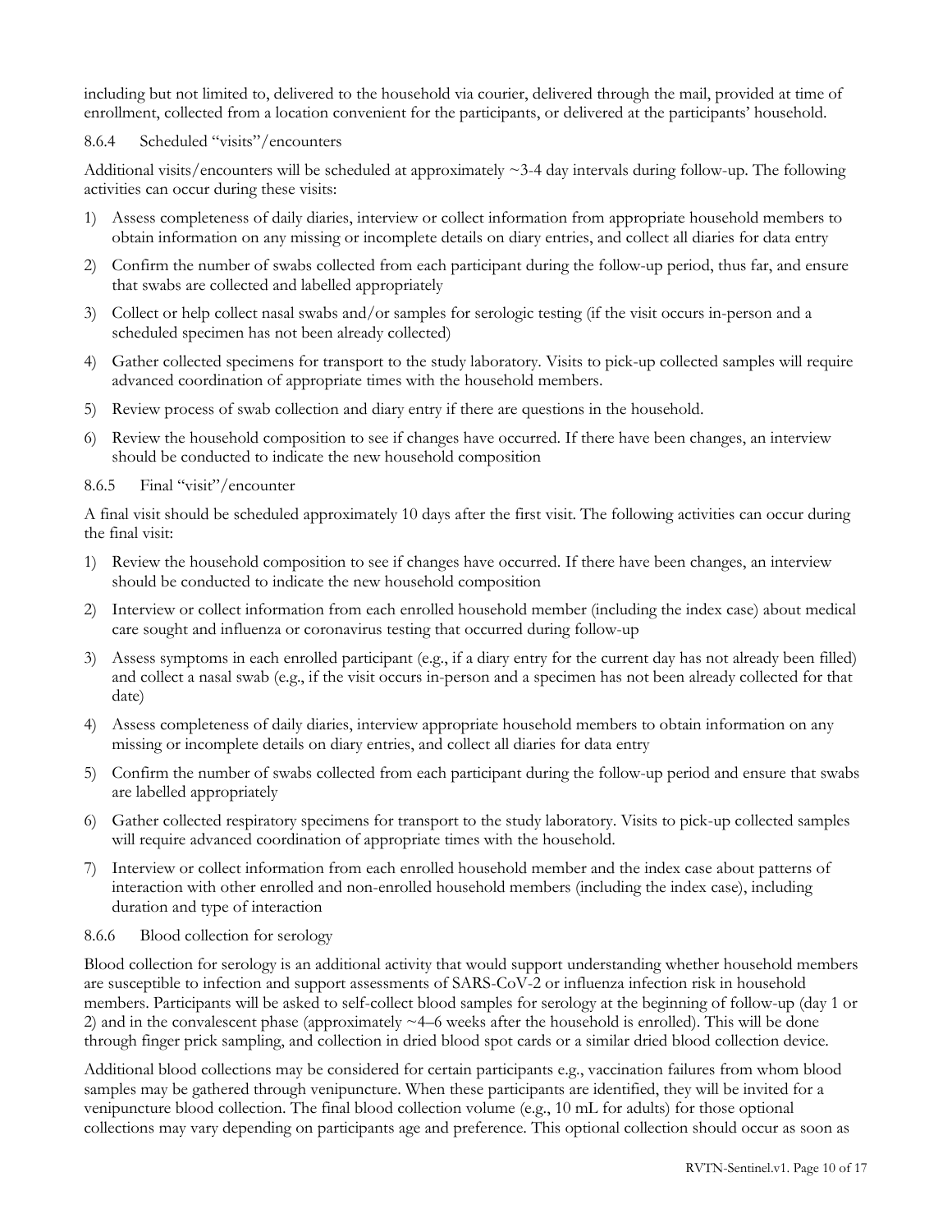including but not limited to, delivered to the household via courier, delivered through the mail, provided at time of enrollment, collected from a location convenient for the participants, or delivered at the participants' household.

#### 8.6.4 Scheduled "visits"/encounters

Additional visits/encounters will be scheduled at approximately ~3-4 day intervals during follow-up. The following activities can occur during these visits:

1) Assess completeness of daily diaries, interview or collect information from appropriate household members to obtain information on any missing or incomplete details on diary entries, and collect all diaries for data entry
2) Confirm the number of swabs collected from each participant during the follow-up period, thus far, and ensure that swabs are collected and labelled appropriately
3) Collect or help collect nasal swabs and/or samples for serologic testing (if the visit occurs in-person and a scheduled specimen has not been already collected)
4) Gather collected specimens for transport to the study laboratory. Visits to pick-up collected samples will require advanced coordination of appropriate times with the household members.
5) Review process of swab collection and diary entry if there are questions in the household.
6) Review the household composition to see if changes have occurred. If there have been changes, an interview should be conducted to indicate the new household composition

#### 8.6.5 Final "visit"/encounter

A final visit should be scheduled approximately 10 days after the first visit. The following activities can occur during the final visit:

1) Review the household composition to see if changes have occurred. If there have been changes, an interview should be conducted to indicate the new household composition
2) Interview or collect information from each enrolled household member (including the index case) about medical care sought and influenza or coronavirus testing that occurred during follow-up
3) Assess symptoms in each enrolled participant (e.g., if a diary entry for the current day has not already been filled) and collect a nasal swab (e.g., if the visit occurs in-person and a specimen has not been already collected for that date)
4) Assess completeness of daily diaries, interview appropriate household members to obtain information on any missing or incomplete details on diary entries, and collect all diaries for data entry
5) Confirm the number of swabs collected from each participant during the follow-up period and ensure that swabs are labelled appropriately
6) Gather collected respiratory specimens for transport to the study laboratory. Visits to pick-up collected samples will require advanced coordination of appropriate times with the household.
7) Interview or collect information from each enrolled household member and the index case about patterns of interaction with other enrolled and non-enrolled household members (including the index case), including duration and type of interaction

#### 8.6.6 Blood collection for serology

Blood collection for serology is an additional activity that would support understanding whether household members are susceptible to infection and support assessments of SARS-CoV-2 or influenza infection risk in household members. Participants will be asked to self-collect blood samples for serology at the beginning of follow-up (day 1 or 2) and in the convalescent phase (approximately ~4–6 weeks after the household is enrolled). This will be done through finger prick sampling, and collection in dried blood spot cards or a similar dried blood collection device.

Additional blood collections may be considered for certain participants e.g., vaccination failures from whom blood samples may be gathered through venipuncture. When these participants are identified, they will be invited for a venipuncture blood collection. The final blood collection volume (e.g., 10 mL for adults) for those optional collections may vary depending on participants age and preference. This optional collection should occur as soon as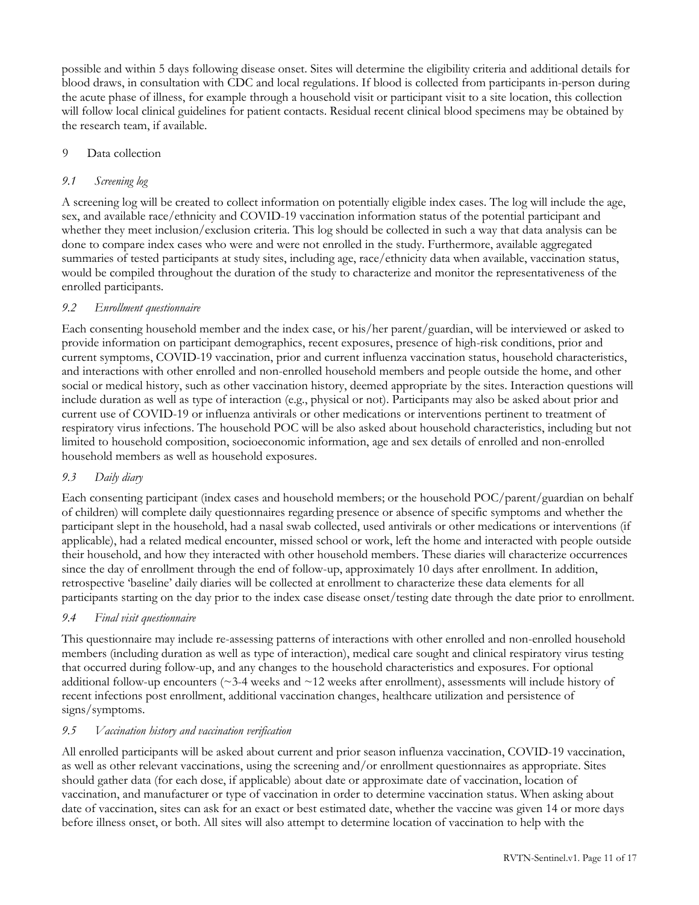possible and within 5 days following disease onset. Sites will determine the eligibility criteria and additional details for blood draws, in consultation with CDC and local regulations. If blood is collected from participants in-person during the acute phase of illness, for example through a household visit or participant visit to a site location, this collection will follow local clinical guidelines for patient contacts. Residual recent clinical blood specimens may be obtained by the research team, if available.

## 9 Data collection

### *9.1 Screening log*

A screening log will be created to collect information on potentially eligible index cases. The log will include the age, sex, and available race/ethnicity and COVID-19 vaccination information status of the potential participant and whether they meet inclusion/exclusion criteria. This log should be collected in such a way that data analysis can be done to compare index cases who were and were not enrolled in the study. Furthermore, available aggregated summaries of tested participants at study sites, including age, race/ethnicity data when available, vaccination status, would be compiled throughout the duration of the study to characterize and monitor the representativeness of the enrolled participants.

### *9.2 Enrollment questionnaire*

Each consenting household member and the index case, or his/her parent/guardian, will be interviewed or asked to provide information on participant demographics, recent exposures, presence of high-risk conditions, prior and current symptoms, COVID-19 vaccination, prior and current influenza vaccination status, household characteristics, and interactions with other enrolled and non-enrolled household members and people outside the home, and other social or medical history, such as other vaccination history, deemed appropriate by the sites. Interaction questions will include duration as well as type of interaction (e.g., physical or not). Participants may also be asked about prior and current use of COVID-19 or influenza antivirals or other medications or interventions pertinent to treatment of respiratory virus infections. The household POC will be also asked about household characteristics, including but not limited to household composition, socioeconomic information, age and sex details of enrolled and non-enrolled household members as well as household exposures.

### *9.3 Daily diary*

Each consenting participant (index cases and household members; or the household POC/parent/guardian on behalf of children) will complete daily questionnaires regarding presence or absence of specific symptoms and whether the participant slept in the household, had a nasal swab collected, used antivirals or other medications or interventions (if applicable), had a related medical encounter, missed school or work, left the home and interacted with people outside their household, and how they interacted with other household members. These diaries will characterize occurrences since the day of enrollment through the end of follow-up, approximately 10 days after enrollment. In addition, retrospective 'baseline' daily diaries will be collected at enrollment to characterize these data elements for all participants starting on the day prior to the index case disease onset/testing date through the date prior to enrollment.

### *9.4 Final visit questionnaire*

This questionnaire may include re-assessing patterns of interactions with other enrolled and non-enrolled household members (including duration as well as type of interaction), medical care sought and clinical respiratory virus testing that occurred during follow-up, and any changes to the household characteristics and exposures. For optional additional follow-up encounters (~3-4 weeks and ~12 weeks after enrollment), assessments will include history of recent infections post enrollment, additional vaccination changes, healthcare utilization and persistence of signs/symptoms.

### *9.5 Vaccination history and vaccination verification*

All enrolled participants will be asked about current and prior season influenza vaccination, COVID-19 vaccination, as well as other relevant vaccinations, using the screening and/or enrollment questionnaires as appropriate. Sites should gather data (for each dose, if applicable) about date or approximate date of vaccination, location of vaccination, and manufacturer or type of vaccination in order to determine vaccination status. When asking about date of vaccination, sites can ask for an exact or best estimated date, whether the vaccine was given 14 or more days before illness onset, or both. All sites will also attempt to determine location of vaccination to help with the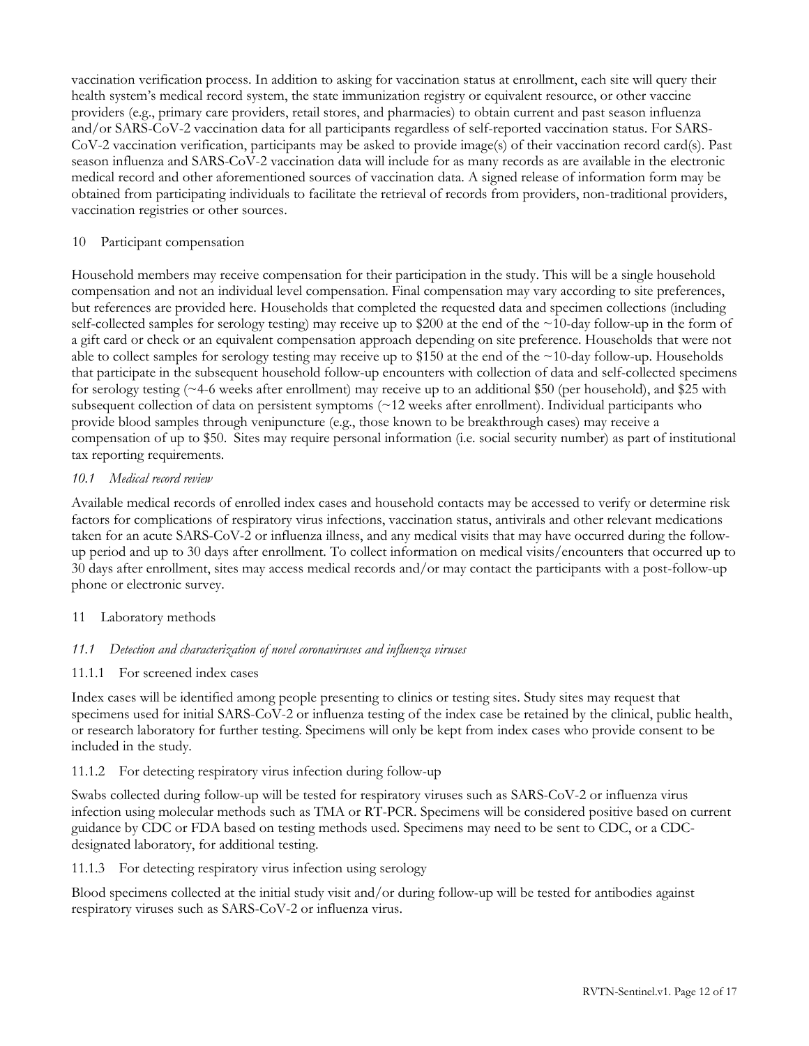vaccination verification process. In addition to asking for vaccination status at enrollment, each site will query their health system's medical record system, the state immunization registry or equivalent resource, or other vaccine providers (e.g., primary care providers, retail stores, and pharmacies) to obtain current and past season influenza and/or SARS-CoV-2 vaccination data for all participants regardless of self-reported vaccination status. For SARS-CoV-2 vaccination verification, participants may be asked to provide image(s) of their vaccination record card(s). Past season influenza and SARS-CoV-2 vaccination data will include for as many records as are available in the electronic medical record and other aforementioned sources of vaccination data. A signed release of information form may be obtained from participating individuals to facilitate the retrieval of records from providers, non-traditional providers, vaccination registries or other sources.

## 10 Participant compensation

Household members may receive compensation for their participation in the study. This will be a single household compensation and not an individual level compensation. Final compensation may vary according to site preferences, but references are provided here. Households that completed the requested data and specimen collections (including self-collected samples for serology testing) may receive up to $200 at the end of the ~10-day follow-up in the form of a gift card or check or an equivalent compensation approach depending on site preference. Households that were not able to collect samples for serology testing may receive up to $150 at the end of the ~10-day follow-up. Households that participate in the subsequent household follow-up encounters with collection of data and self-collected specimens for serology testing (~4-6 weeks after enrollment) may receive up to an additional $50 (per household), and $25 with subsequent collection of data on persistent symptoms (~12 weeks after enrollment). Individual participants who provide blood samples through venipuncture (e.g., those known to be breakthrough cases) may receive a compensation of up to $50. Sites may require personal information (i.e. social security number) as part of institutional tax reporting requirements.

### *10.1 Medical record review*

Available medical records of enrolled index cases and household contacts may be accessed to verify or determine risk factors for complications of respiratory virus infections, vaccination status, antivirals and other relevant medications taken for an acute SARS-CoV-2 or influenza illness, and any medical visits that may have occurred during the follow-up period and up to 30 days after enrollment. To collect information on medical visits/encounters that occurred up to 30 days after enrollment, sites may access medical records and/or may contact the participants with a post-follow-up phone or electronic survey.

## 11 Laboratory methods

### *11.1 Detection and characterization of novel coronaviruses and influenza viruses*

#### 11.1.1 For screened index cases

Index cases will be identified among people presenting to clinics or testing sites. Study sites may request that specimens used for initial SARS-CoV-2 or influenza testing of the index case be retained by the clinical, public health, or research laboratory for further testing. Specimens will only be kept from index cases who provide consent to be included in the study.

#### 11.1.2 For detecting respiratory virus infection during follow-up

Swabs collected during follow-up will be tested for respiratory viruses such as SARS-CoV-2 or influenza virus infection using molecular methods such as TMA or RT-PCR. Specimens will be considered positive based on current guidance by CDC or FDA based on testing methods used. Specimens may need to be sent to CDC, or a CDC-designated laboratory, for additional testing.

#### 11.1.3 For detecting respiratory virus infection using serology

Blood specimens collected at the initial study visit and/or during follow-up will be tested for antibodies against respiratory viruses such as SARS-CoV-2 or influenza virus.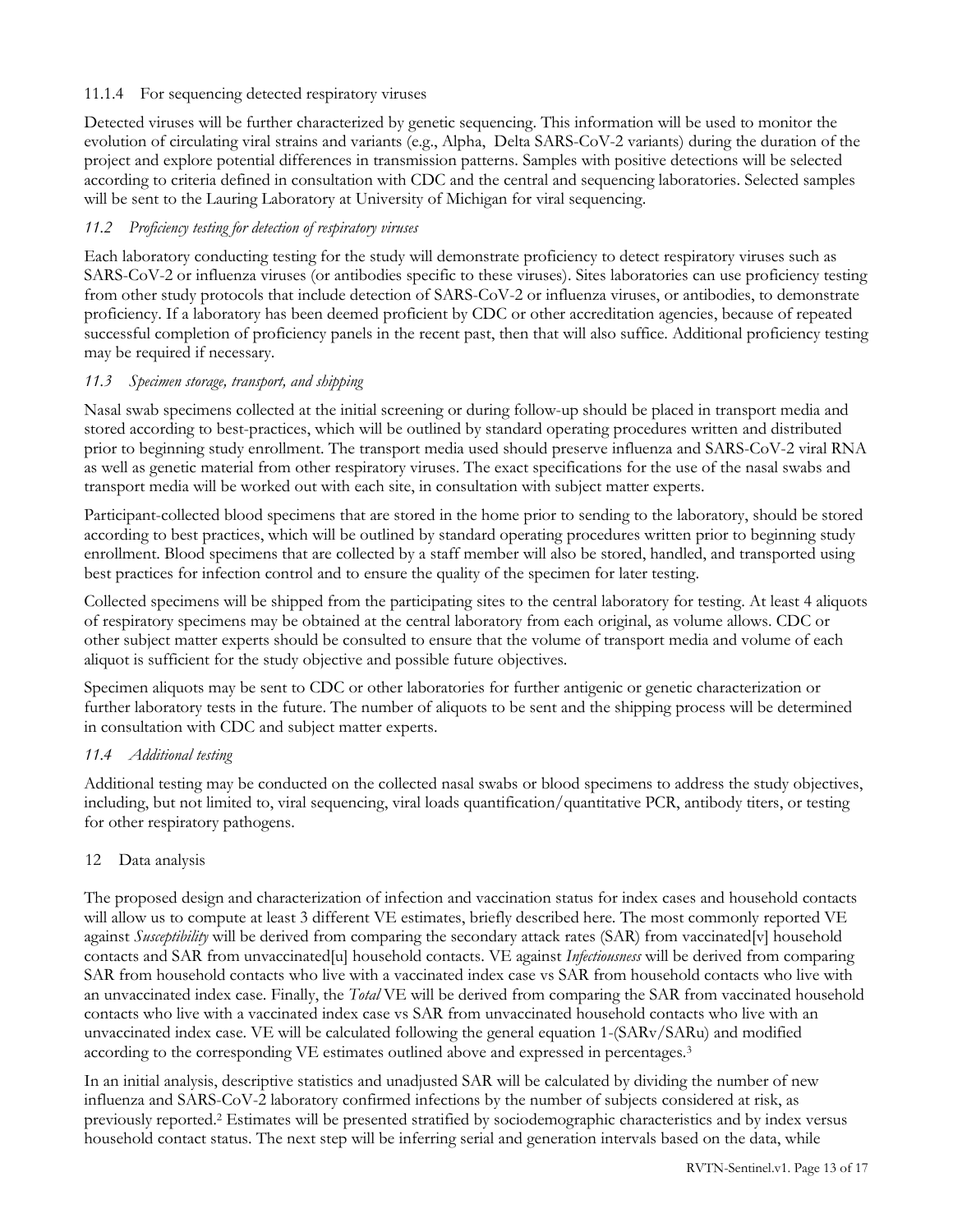#### 11.1.4 For sequencing detected respiratory viruses

Detected viruses will be further characterized by genetic sequencing. This information will be used to monitor the evolution of circulating viral strains and variants (e.g., Alpha, Delta SARS-CoV-2 variants) during the duration of the project and explore potential differences in transmission patterns. Samples with positive detections will be selected according to criteria defined in consultation with CDC and the central and sequencing laboratories. Selected samples will be sent to the Lauring Laboratory at University of Michigan for viral sequencing.

### *11.2 Proficiency testing for detection of respiratory viruses*

Each laboratory conducting testing for the study will demonstrate proficiency to detect respiratory viruses such as SARS-CoV-2 or influenza viruses (or antibodies specific to these viruses). Sites laboratories can use proficiency testing from other study protocols that include detection of SARS-CoV-2 or influenza viruses, or antibodies, to demonstrate proficiency. If a laboratory has been deemed proficient by CDC or other accreditation agencies, because of repeated successful completion of proficiency panels in the recent past, then that will also suffice. Additional proficiency testing may be required if necessary.

### *11.3 Specimen storage, transport, and shipping*

Nasal swab specimens collected at the initial screening or during follow-up should be placed in transport media and stored according to best-practices, which will be outlined by standard operating procedures written and distributed prior to beginning study enrollment. The transport media used should preserve influenza and SARS-CoV-2 viral RNA as well as genetic material from other respiratory viruses. The exact specifications for the use of the nasal swabs and transport media will be worked out with each site, in consultation with subject matter experts.

Participant-collected blood specimens that are stored in the home prior to sending to the laboratory, should be stored according to best practices, which will be outlined by standard operating procedures written prior to beginning study enrollment. Blood specimens that are collected by a staff member will also be stored, handled, and transported using best practices for infection control and to ensure the quality of the specimen for later testing.

Collected specimens will be shipped from the participating sites to the central laboratory for testing. At least 4 aliquots of respiratory specimens may be obtained at the central laboratory from each original, as volume allows. CDC or other subject matter experts should be consulted to ensure that the volume of transport media and volume of each aliquot is sufficient for the study objective and possible future objectives.

Specimen aliquots may be sent to CDC or other laboratories for further antigenic or genetic characterization or further laboratory tests in the future. The number of aliquots to be sent and the shipping process will be determined in consultation with CDC and subject matter experts.

### *11.4 Additional testing*

Additional testing may be conducted on the collected nasal swabs or blood specimens to address the study objectives, including, but not limited to, viral sequencing, viral loads quantification/quantitative PCR, antibody titers, or testing for other respiratory pathogens.

## 12 Data analysis

The proposed design and characterization of infection and vaccination status for index cases and household contacts will allow us to compute at least 3 different VE estimates, briefly described here. The most commonly reported VE against *Susceptibility* will be derived from comparing the secondary attack rates (SAR) from vaccinated[v] household contacts and SAR from unvaccinated[u] household contacts. VE against *Infectiousness* will be derived from comparing SAR from household contacts who live with a vaccinated index case vs SAR from household contacts who live with an unvaccinated index case. Finally, the *Total* VE will be derived from comparing the SAR from vaccinated household contacts who live with a vaccinated index case vs SAR from unvaccinated household contacts who live with an unvaccinated index case. VE will be calculated following the general equation 1-(SARv/SARu) and modified according to the corresponding VE estimates outlined above and expressed in percentages.[3]

In an initial analysis, descriptive statistics and unadjusted SAR will be calculated by dividing the number of new influenza and SARS-CoV-2 laboratory confirmed infections by the number of subjects considered at risk, as previously reported.[2] Estimates will be presented stratified by sociodemographic characteristics and by index versus household contact status. The next step will be inferring serial and generation intervals based on the data, while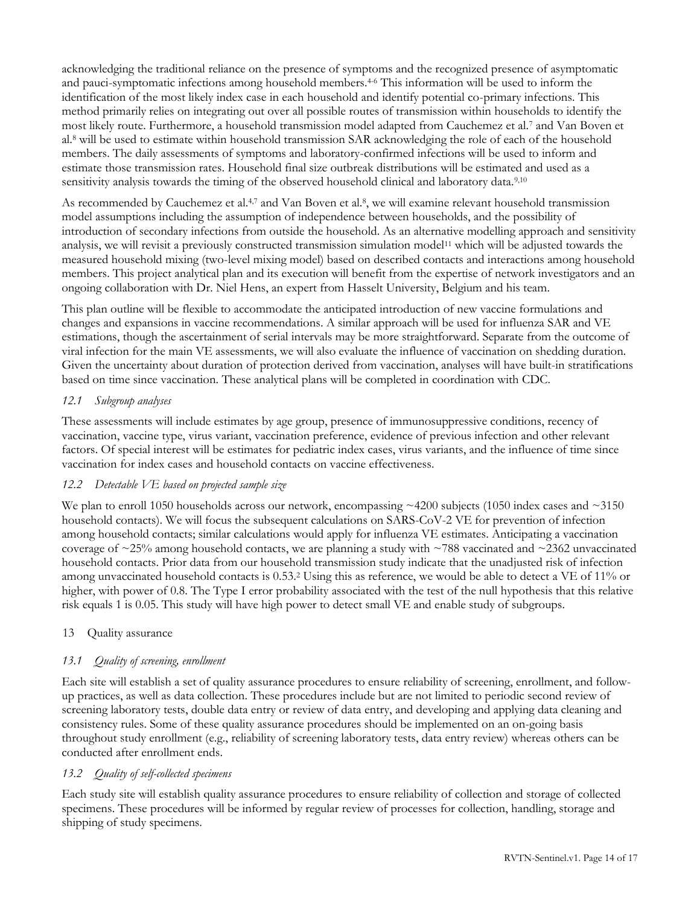acknowledging the traditional reliance on the presence of symptoms and the recognized presence of asymptomatic and pauci-symptomatic infections among household members.[4-6] This information will be used to inform the identification of the most likely index case in each household and identify potential co-primary infections. This method primarily relies on integrating out over all possible routes of transmission within households to identify the most likely route. Furthermore, a household transmission model adapted from Cauchemez et al.[7] and Van Boven et al.[8] will be used to estimate within household transmission SAR acknowledging the role of each of the household members. The daily assessments of symptoms and laboratory-confirmed infections will be used to inform and estimate those transmission rates. Household final size outbreak distributions will be estimated and used as a sensitivity analysis towards the timing of the observed household clinical and laboratory data.[9,10]

As recommended by Cauchemez et al.[4,7] and Van Boven et al.[8], we will examine relevant household transmission model assumptions including the assumption of independence between households, and the possibility of introduction of secondary infections from outside the household. As an alternative modelling approach and sensitivity analysis, we will revisit a previously constructed transmission simulation model[11] which will be adjusted towards the measured household mixing (two-level mixing model) based on described contacts and interactions among household members. This project analytical plan and its execution will benefit from the expertise of network investigators and an ongoing collaboration with Dr. Niel Hens, an expert from Hasselt University, Belgium and his team.

This plan outline will be flexible to accommodate the anticipated introduction of new vaccine formulations and changes and expansions in vaccine recommendations. A similar approach will be used for influenza SAR and VE estimations, though the ascertainment of serial intervals may be more straightforward. Separate from the outcome of viral infection for the main VE assessments, we will also evaluate the influence of vaccination on shedding duration. Given the uncertainty about duration of protection derived from vaccination, analyses will have built-in stratifications based on time since vaccination. These analytical plans will be completed in coordination with CDC.

### *12.1 Subgroup analyses*

These assessments will include estimates by age group, presence of immunosuppressive conditions, recency of vaccination, vaccine type, virus variant, vaccination preference, evidence of previous infection and other relevant factors. Of special interest will be estimates for pediatric index cases, virus variants, and the influence of time since vaccination for index cases and household contacts on vaccine effectiveness.

### *12.2 Detectable VE based on projected sample size*

We plan to enroll 1050 households across our network, encompassing ~4200 subjects (1050 index cases and ~3150 household contacts). We will focus the subsequent calculations on SARS-CoV-2 VE for prevention of infection among household contacts; similar calculations would apply for influenza VE estimates. Anticipating a vaccination coverage of ~25% among household contacts, we are planning a study with ~788 vaccinated and ~2362 unvaccinated household contacts. Prior data from our household transmission study indicate that the unadjusted risk of infection among unvaccinated household contacts is 0.53.[2] Using this as reference, we would be able to detect a VE of 11% or higher, with power of 0.8. The Type I error probability associated with the test of the null hypothesis that this relative risk equals 1 is 0.05. This study will have high power to detect small VE and enable study of subgroups.

## 13 Quality assurance

### *13.1 Quality of screening, enrollment*

Each site will establish a set of quality assurance procedures to ensure reliability of screening, enrollment, and follow-up practices, as well as data collection. These procedures include but are not limited to periodic second review of screening laboratory tests, double data entry or review of data entry, and developing and applying data cleaning and consistency rules. Some of these quality assurance procedures should be implemented on an on-going basis throughout study enrollment (e.g., reliability of screening laboratory tests, data entry review) whereas others can be conducted after enrollment ends.

### *13.2 Quality of self-collected specimens*

Each study site will establish quality assurance procedures to ensure reliability of collection and storage of collected specimens. These procedures will be informed by regular review of processes for collection, handling, storage and shipping of study specimens.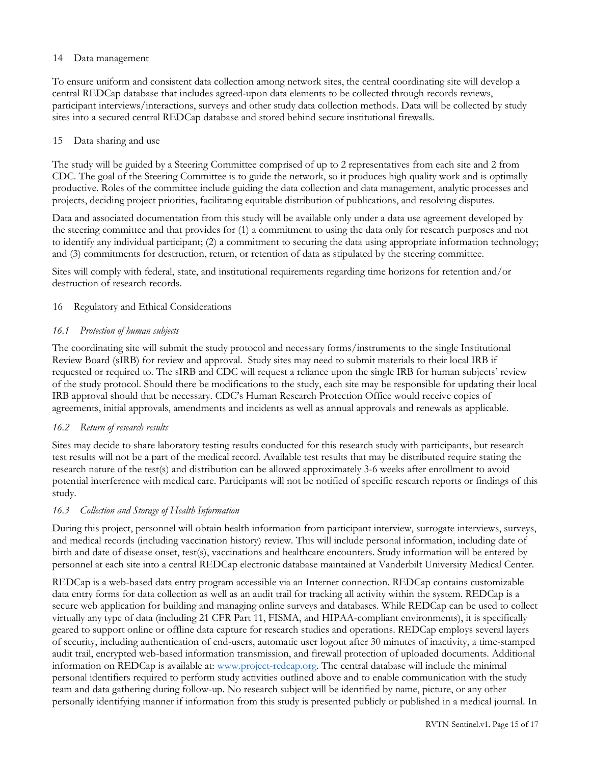## 14 Data management

To ensure uniform and consistent data collection among network sites, the central coordinating site will develop a central REDCap database that includes agreed-upon data elements to be collected through records reviews, participant interviews/interactions, surveys and other study data collection methods. Data will be collected by study sites into a secured central REDCap database and stored behind secure institutional firewalls.

## 15 Data sharing and use

The study will be guided by a Steering Committee comprised of up to 2 representatives from each site and 2 from CDC. The goal of the Steering Committee is to guide the network, so it produces high quality work and is optimally productive. Roles of the committee include guiding the data collection and data management, analytic processes and projects, deciding project priorities, facilitating equitable distribution of publications, and resolving disputes.

Data and associated documentation from this study will be available only under a data use agreement developed by the steering committee and that provides for (1) a commitment to using the data only for research purposes and not to identify any individual participant; (2) a commitment to securing the data using appropriate information technology; and (3) commitments for destruction, return, or retention of data as stipulated by the steering committee.

Sites will comply with federal, state, and institutional requirements regarding time horizons for retention and/or destruction of research records.

## 16 Regulatory and Ethical Considerations

### *16.1 Protection of human subjects*

The coordinating site will submit the study protocol and necessary forms/instruments to the single Institutional Review Board (sIRB) for review and approval. Study sites may need to submit materials to their local IRB if requested or required to. The sIRB and CDC will request a reliance upon the single IRB for human subjects' review of the study protocol. Should there be modifications to the study, each site may be responsible for updating their local IRB approval should that be necessary. CDC's Human Research Protection Office would receive copies of agreements, initial approvals, amendments and incidents as well as annual approvals and renewals as applicable.

### *16.2 Return of research results*

Sites may decide to share laboratory testing results conducted for this research study with participants, but research test results will not be a part of the medical record. Available test results that may be distributed require stating the research nature of the test(s) and distribution can be allowed approximately 3-6 weeks after enrollment to avoid potential interference with medical care. Participants will not be notified of specific research reports or findings of this study.

### *16.3 Collection and Storage of Health Information*

During this project, personnel will obtain health information from participant interview, surrogate interviews, surveys, and medical records (including vaccination history) review. This will include personal information, including date of birth and date of disease onset, test(s), vaccinations and healthcare encounters. Study information will be entered by personnel at each site into a central REDCap electronic database maintained at Vanderbilt University Medical Center.

REDCap is a web-based data entry program accessible via an Internet connection. REDCap contains customizable data entry forms for data collection as well as an audit trail for tracking all activity within the system. REDCap is a secure web application for building and managing online surveys and databases. While REDCap can be used to collect virtually any type of data (including 21 CFR Part 11, FISMA, and HIPAA-compliant environments), it is specifically geared to support online or offline data capture for research studies and operations. REDCap employs several layers of security, including authentication of end-users, automatic user logout after 30 minutes of inactivity, a time-stamped audit trail, encrypted web-based information transmission, and firewall protection of uploaded documents. Additional information on REDCap is available at: [www.project-redcap.org](http://www.project-redcap.org). The central database will include the minimal personal identifiers required to perform study activities outlined above and to enable communication with the study team and data gathering during follow-up. No research subject will be identified by name, picture, or any other personally identifying manner if information from this study is presented publicly or published in a medical journal. In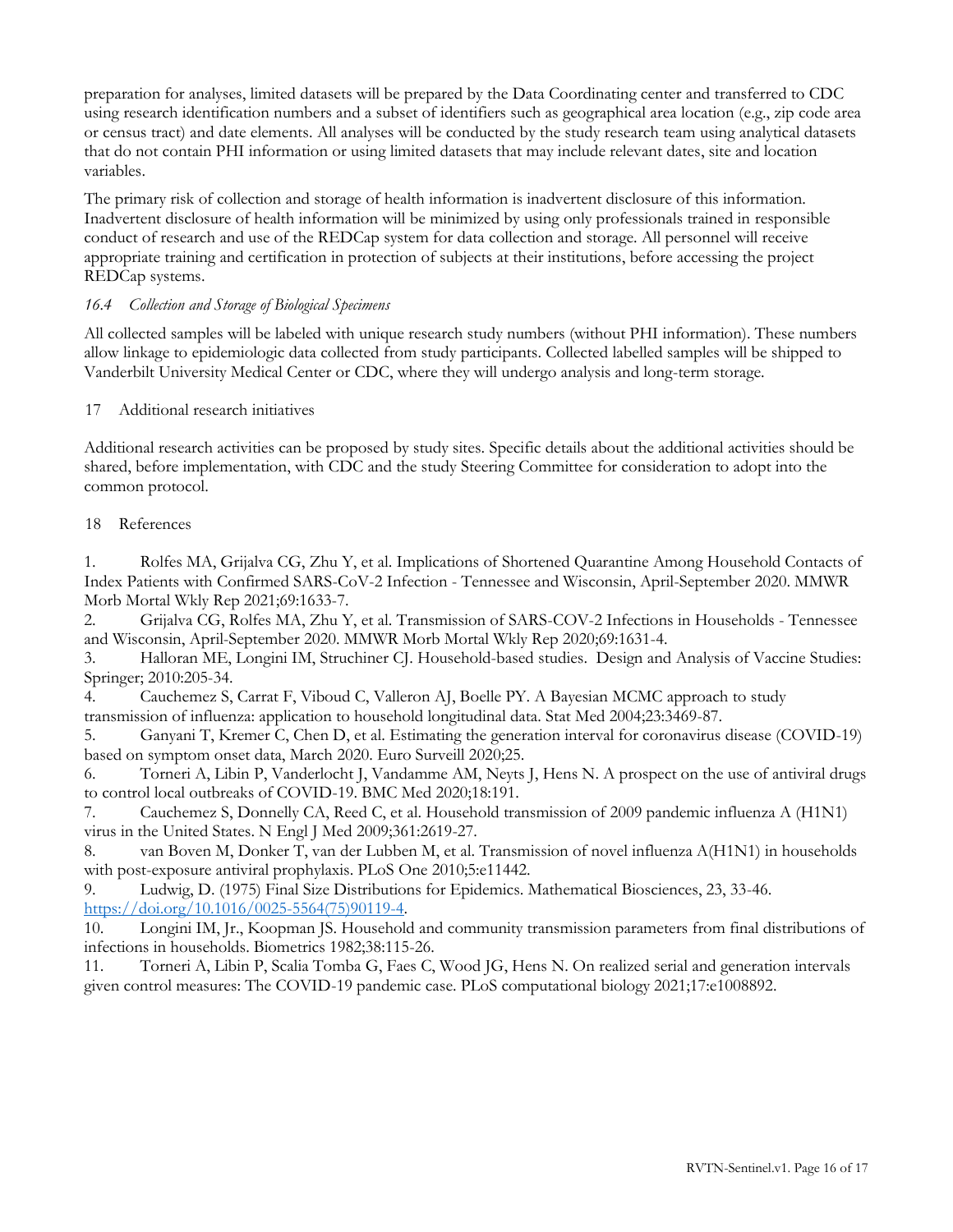preparation for analyses, limited datasets will be prepared by the Data Coordinating center and transferred to CDC using research identification numbers and a subset of identifiers such as geographical area location (e.g., zip code area or census tract) and date elements. All analyses will be conducted by the study research team using analytical datasets that do not contain PHI information or using limited datasets that may include relevant dates, site and location variables.

The primary risk of collection and storage of health information is inadvertent disclosure of this information. Inadvertent disclosure of health information will be minimized by using only professionals trained in responsible conduct of research and use of the REDCap system for data collection and storage. All personnel will receive appropriate training and certification in protection of subjects at their institutions, before accessing the project REDCap systems.

### *16.4 Collection and Storage of Biological Specimens*

All collected samples will be labeled with unique research study numbers (without PHI information). These numbers allow linkage to epidemiologic data collected from study participants. Collected labelled samples will be shipped to Vanderbilt University Medical Center or CDC, where they will undergo analysis and long-term storage.

## 17 Additional research initiatives

Additional research activities can be proposed by study sites. Specific details about the additional activities should be shared, before implementation, with CDC and the study Steering Committee for consideration to adopt into the common protocol.

## 18 References

1. Rolfes MA, Grijalva CG, Zhu Y, et al. Implications of Shortened Quarantine Among Household Contacts of Index Patients with Confirmed SARS-CoV-2 Infection - Tennessee and Wisconsin, April-September 2020. MMWR Morb Mortal Wkly Rep 2021;69:1633-7.
2. Grijalva CG, Rolfes MA, Zhu Y, et al. Transmission of SARS-COV-2 Infections in Households - Tennessee and Wisconsin, April-September 2020. MMWR Morb Mortal Wkly Rep 2020;69:1631-4.
3. Halloran ME, Longini IM, Struchiner CJ. Household-based studies. Design and Analysis of Vaccine Studies: Springer; 2010:205-34.
4. Cauchemez S, Carrat F, Viboud C, Valleron AJ, Boelle PY. A Bayesian MCMC approach to study transmission of influenza: application to household longitudinal data. Stat Med 2004;23:3469-87.
5. Ganyani T, Kremer C, Chen D, et al. Estimating the generation interval for coronavirus disease (COVID-19) based on symptom onset data, March 2020. Euro Surveill 2020;25.
6. Torneri A, Libin P, Vanderlocht J, Vandamme AM, Neyts J, Hens N. A prospect on the use of antiviral drugs to control local outbreaks of COVID-19. BMC Med 2020;18:191.
7. Cauchemez S, Donnelly CA, Reed C, et al. Household transmission of 2009 pandemic influenza A (H1N1) virus in the United States. N Engl J Med 2009;361:2619-27.
8. van Boven M, Donker T, van der Lubben M, et al. Transmission of novel influenza A(H1N1) in households with post-exposure antiviral prophylaxis. PLoS One 2010;5:e11442.
9. Ludwig, D. (1975) Final Size Distributions for Epidemics. Mathematical Biosciences, 23, 33-46. https://doi.org/10.1016/0025-5564(75)90119-4.
10. Longini IM, Jr., Koopman JS. Household and community transmission parameters from final distributions of infections in households. Biometrics 1982;38:115-26.
11. Torneri A, Libin P, Scalia Tomba G, Faes C, Wood JG, Hens N. On realized serial and generation intervals given control measures: The COVID-19 pandemic case. PLoS computational biology 2021;17:e1008892.